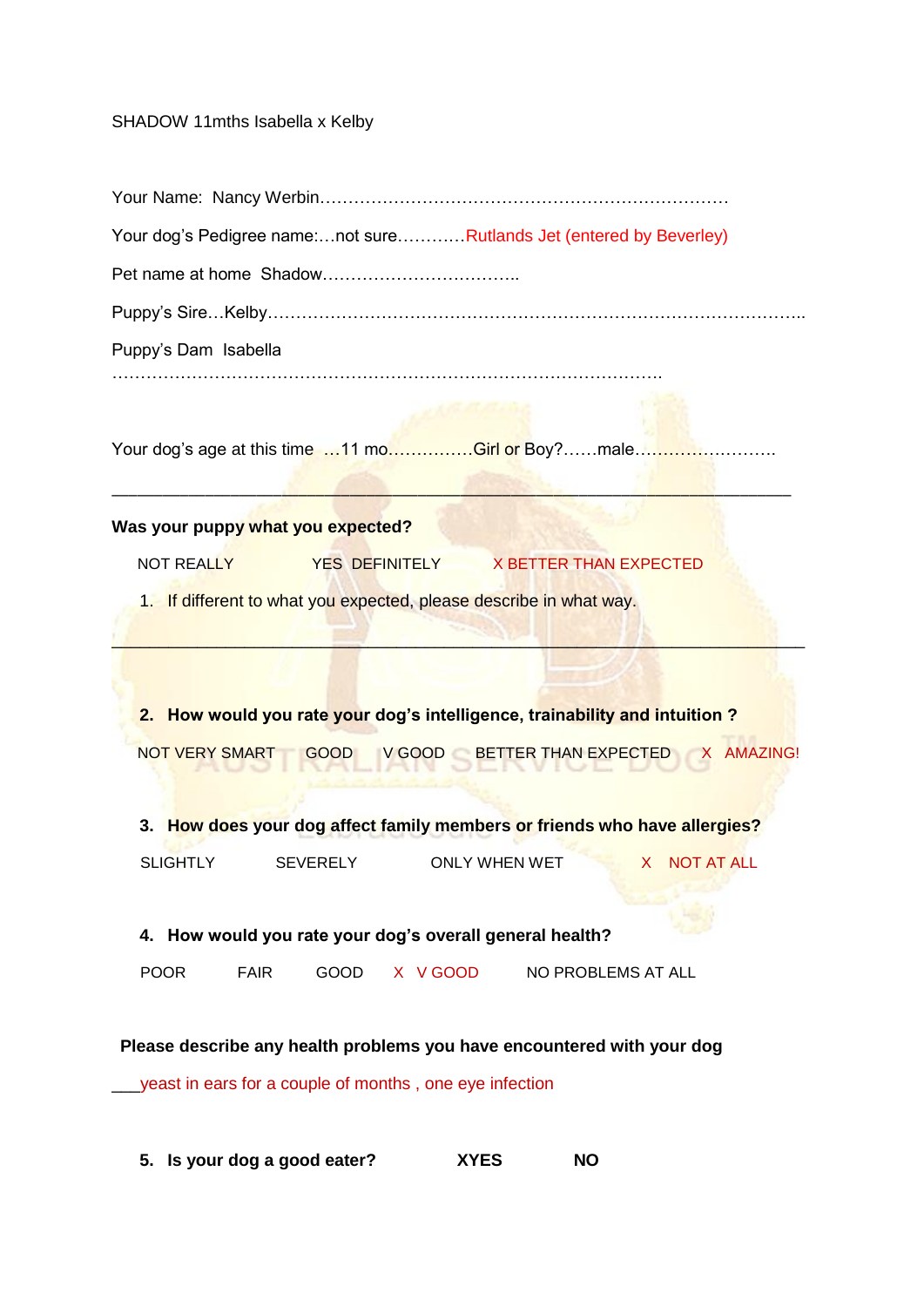SHADOW 11mths Isabella x Kelby

Your Name: Nancy Werbin……………………………………………………………………

Your dog's Pedigree name:…not sure…………Rutlands Jet (entered by Beverley)

Pet name at home Shadow……………………………..

Puppy's Sire…Kelby………………………………………………………………………………..

Puppy's Dam Isabella

……………………………………………………………………………………….

Your dog's age at this time …11 mo……………Girl or Boy?……male…………………….

---

**Was your puppy what you expected?**

NOT REALLY    YES DEFINITELY    X BETTER THAN EXPECTED

1. If different to what you expected, please describe in what way.

---

2. **How would you rate your dog's intelligence, trainability and intuition ?**

NOT VERY SMART    GOOD    V GOOD    BETTER THAN EXPECTED    X AMAZING!

3. **How does your dog affect family members or friends who have allergies?**

SLIGHTLY    SEVERELY    ONLY WHEN WET    X NOT AT ALL

4. **How would you rate your dog's overall general health?**

POOR    FAIR    GOOD    X V GOOD    NO PROBLEMS AT ALL

**Please describe any health problems you have encountered with your dog**

___yeast in ears for a couple of months , one eye infection

5. **Is your dog a good eater?**    **XYES**    **NO**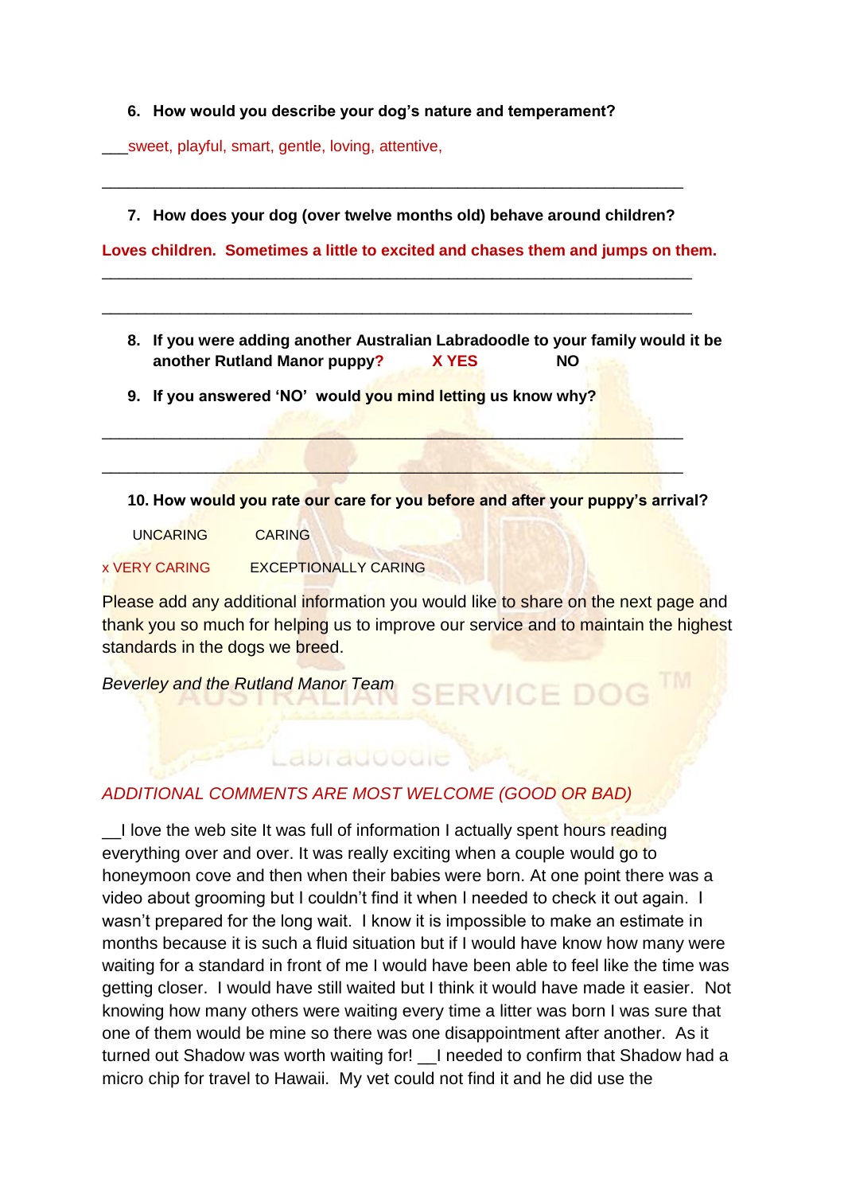6. **How would you describe your dog's nature and temperament?**

___sweet, playful, smart, gentle, loving, attentive,

_______________________________________________________________

7. **How does your dog (over twelve months old) behave around children?**

**Loves children. Sometimes a little to excited and chases them and jumps on them.**

_______________________________________________________________

_______________________________________________________________

8. **If you were adding another Australian Labradoodle to your family would it be another Rutland Manor puppy?** **X YES** **NO**

9. **If you answered 'NO' would you mind letting us know why?**

_______________________________________________________________

_______________________________________________________________

10. **How would you rate our care for you before and after your puppy's arrival?**

UNCARING CARING

x VERY CARING EXCEPTIONALLY CARING

Please add any additional information you would like to share on the next page and thank you so much for helping us to improve our service and to maintain the highest standards in the dogs we breed.

*Beverley and the Rutland Manor Team*

*ADDITIONAL COMMENTS ARE MOST WELCOME (GOOD OR BAD)*

__I love the web site It was full of information I actually spent hours reading everything over and over. It was really exciting when a couple would go to honeymoon cove and then when their babies were born. At one point there was a video about grooming but I couldn't find it when I needed to check it out again. I wasn't prepared for the long wait. I know it is impossible to make an estimate in months because it is such a fluid situation but if I would have know how many were waiting for a standard in front of me I would have been able to feel like the time was getting closer. I would have still waited but I think it would have made it easier. Not knowing how many others were waiting every time a litter was born I was sure that one of them would be mine so there was one disappointment after another. As it turned out Shadow was worth waiting for! __I needed to confirm that Shadow had a micro chip for travel to Hawaii. My vet could not find it and he did use the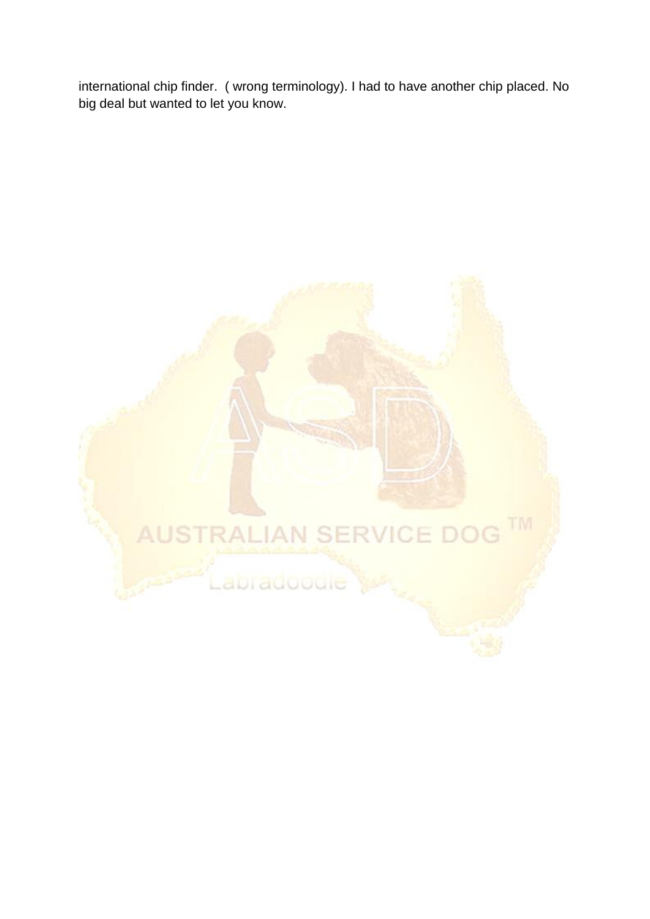international chip finder.  ( wrong terminology). I had to have another chip placed. No big deal but wanted to let you know.